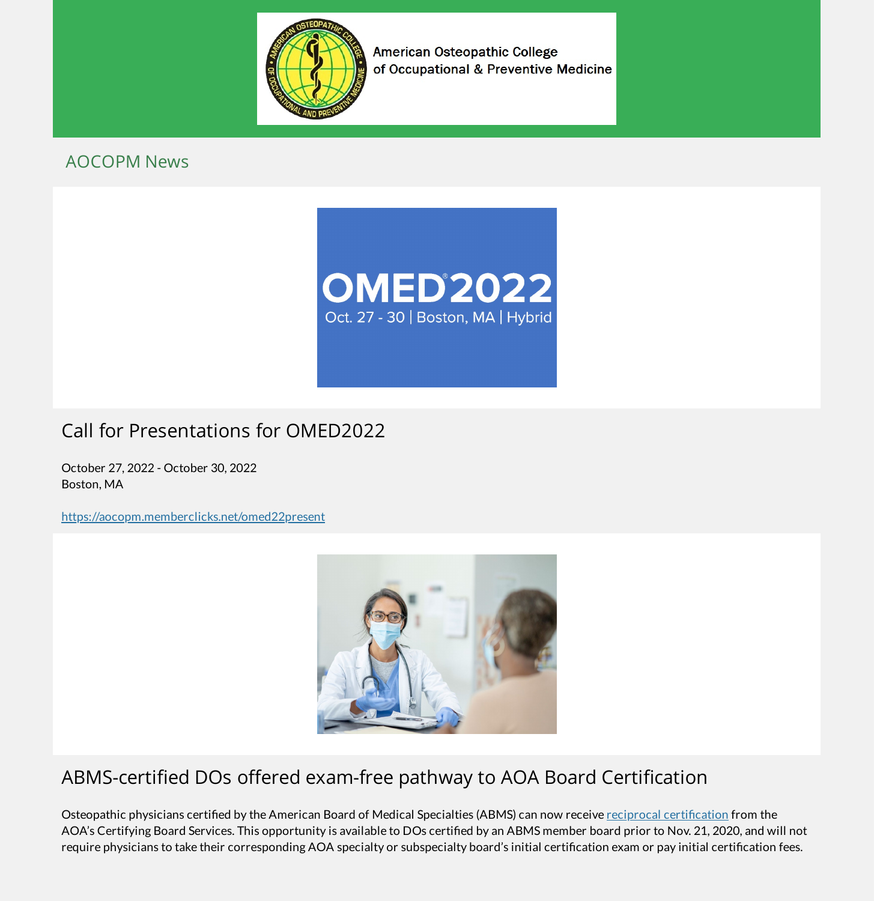American Osteopathic College of Occupational & Preventive Medicine

## AOCOPM News

OMED2022
Oct. 27 - 30 | Boston, MA | Hybrid

## Call for Presentations for OMED2022

October 27, 2022 - October 30, 2022
Boston, MA

https://aocopm.memberclicks.net/omed22present

## ABMS-certified DOs offered exam-free pathway to AOA Board Certification

Osteopathic physicians certified by the American Board of Medical Specialties (ABMS) can now receive reciprocal certification from the AOA's Certifying Board Services. This opportunity is available to DOs certified by an ABMS member board prior to Nov. 21, 2020, and will not require physicians to take their corresponding AOA specialty or subspecialty board's initial certification exam or pay initial certification fees.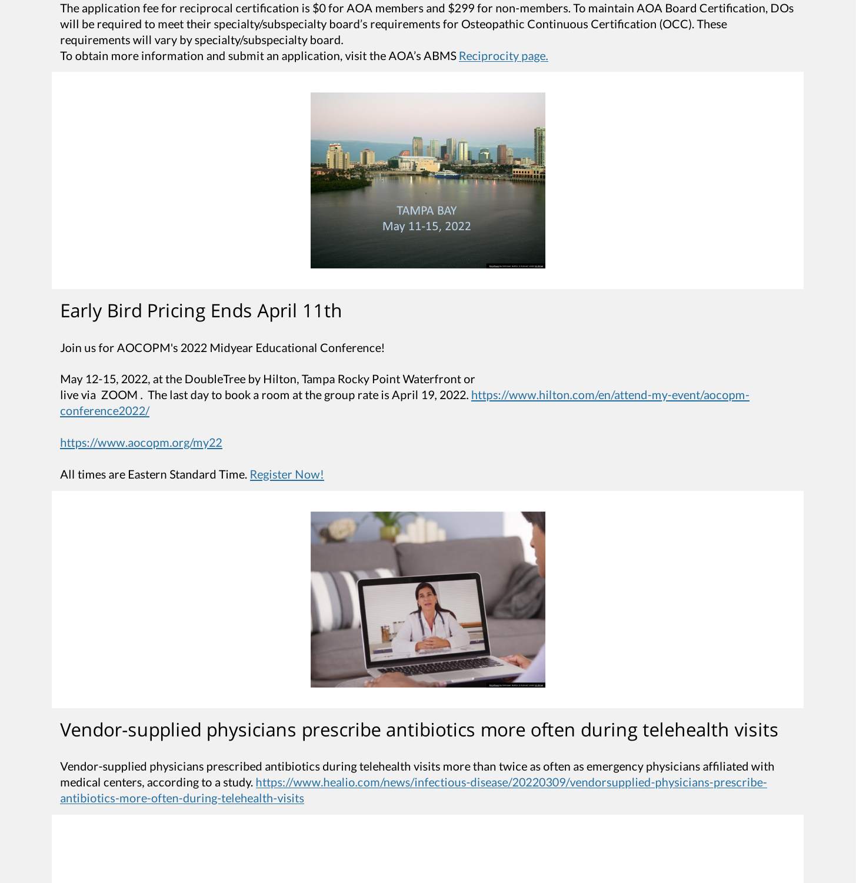The application fee for reciprocal certification is $0 for AOA members and $299 for non-members. To maintain AOA Board Certification, DOs will be required to meet their specialty/subspecialty board's requirements for Osteopathic Continuous Certification (OCC). These requirements will vary by specialty/subspecialty board.
To obtain more information and submit an application, visit the AOA's ABMS Reciprocity page.

## Early Bird Pricing Ends April 11th

Join us for AOCOPM's 2022 Midyear Educational Conference!

May 12-15, 2022, at the DoubleTree by Hilton, Tampa Rocky Point Waterfront or live via ZOOM . The last day to book a room at the group rate is April 19, 2022. https://www.hilton.com/en/attend-my-event/aocopm-conference2022/

https://www.aocopm.org/my22

All times are Eastern Standard Time. Register Now!

## Vendor-supplied physicians prescribe antibiotics more often during telehealth visits

Vendor-supplied physicians prescribed antibiotics during telehealth visits more than twice as often as emergency physicians affiliated with medical centers, according to a study. https://www.healio.com/news/infectious-disease/20220309/vendorsupplied-physicians-prescribe-antibiotics-more-often-during-telehealth-visits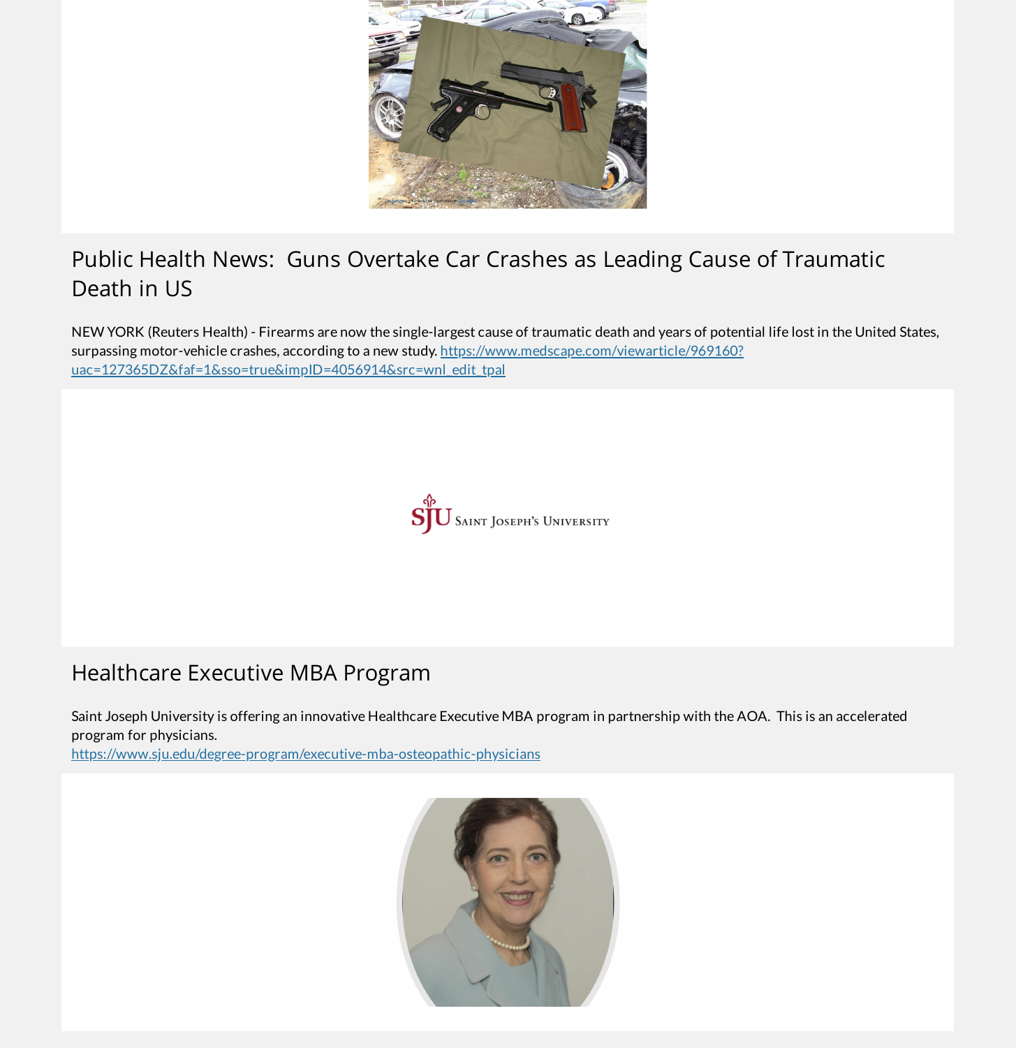## Public Health News: Guns Overtake Car Crashes as Leading Cause of Traumatic Death in US

NEW YORK (Reuters Health) - Firearms are now the single-largest cause of traumatic death and years of potential life lost in the United States, surpassing motor-vehicle crashes, according to a new study. https://www.medscape.com/viewarticle/969160?uac=127365DZ&faf=1&sso=true&impID=4056914&src=wnl_edit_tpal

## Healthcare Executive MBA Program

Saint Joseph University is offering an innovative Healthcare Executive MBA program in partnership with the AOA. This is an accelerated program for physicians.
https://www.sju.edu/degree-program/executive-mba-osteopathic-physicians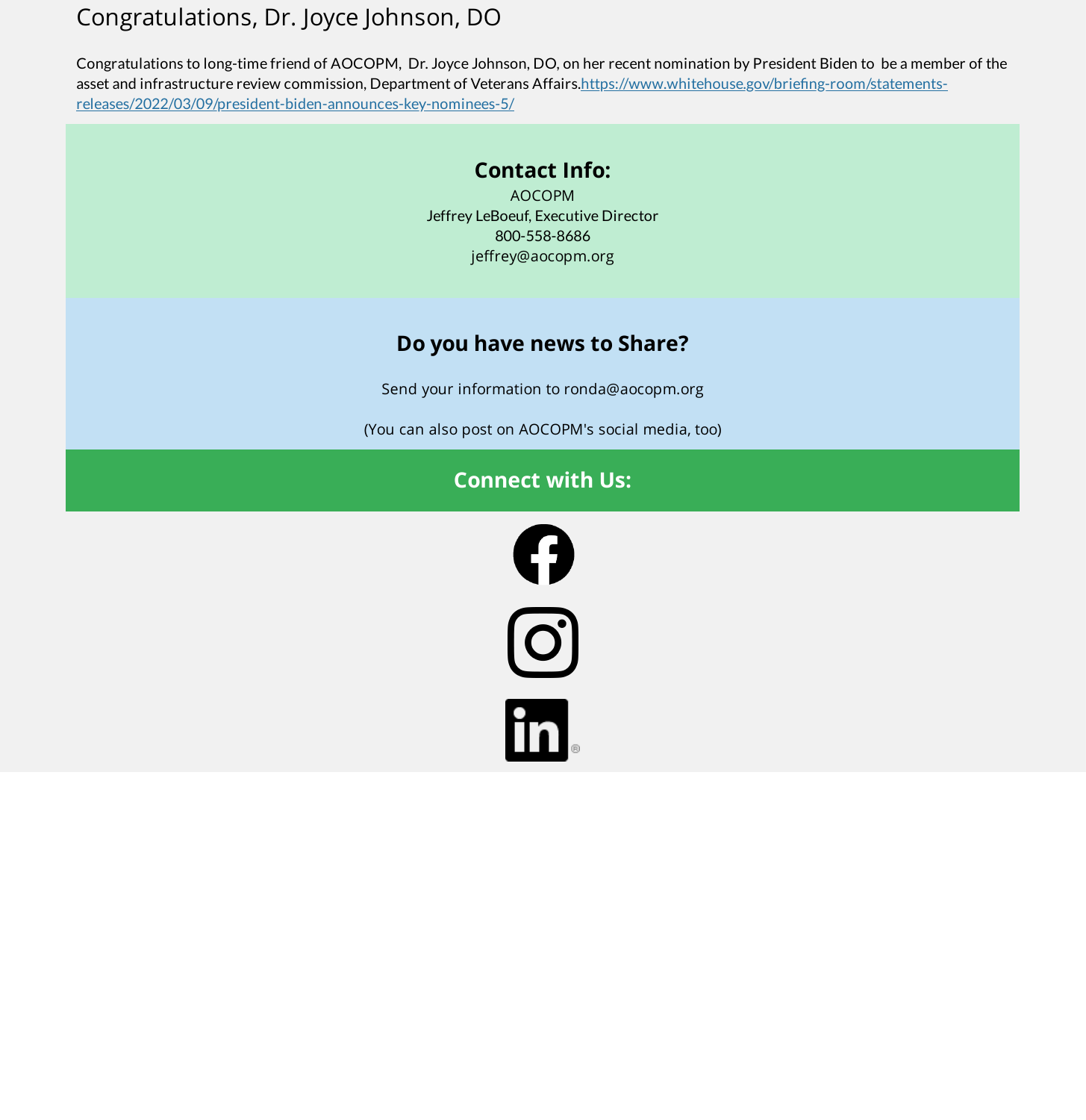## Congratulations, Dr. Joyce Johnson, DO

Congratulations to long-time friend of AOCOPM, Dr. Joyce Johnson, DO, on her recent nomination by President Biden to be a member of the asset and infrastructure review commission, Department of Veterans Affairs. https://www.whitehouse.gov/briefing-room/statements-releases/2022/03/09/president-biden-announces-key-nominees-5/

## Contact Info:

AOCOPM
Jeffrey LeBoeuf, Executive Director
800-558-8686
jeffrey@aocopm.org

## Do you have news to Share?

Send your information to ronda@aocopm.org

(You can also post on AOCOPM's social media, too)

## Connect with Us: